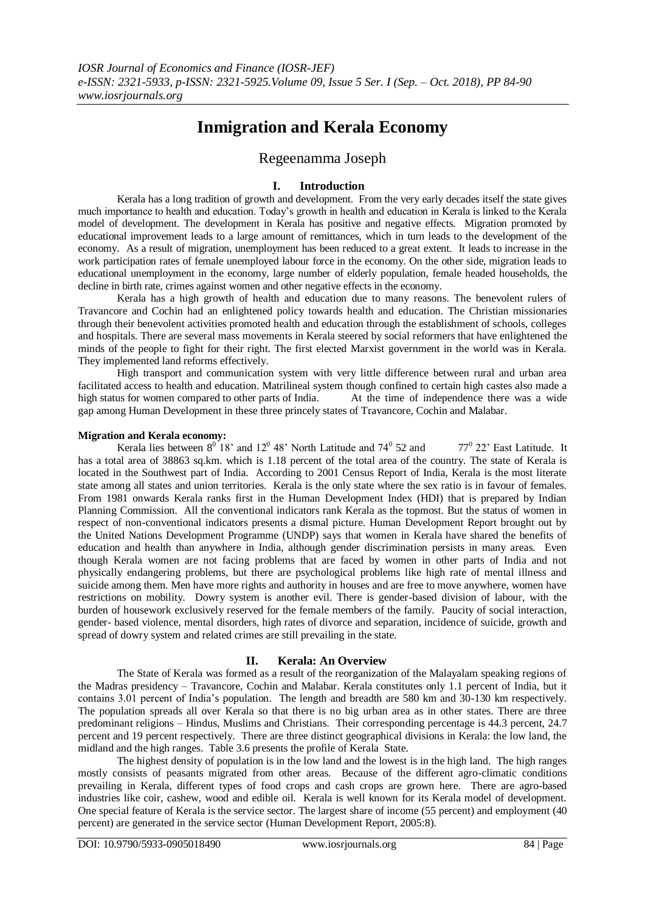# Inmigration and Kerala Economy

Regeenamma Joseph

## I. Introduction

Kerala has a long tradition of growth and development. From the very early decades itself the state gives much importance to health and education. Today's growth in health and education in Kerala is linked to the Kerala model of development. The development in Kerala has positive and negative effects. Migration promoted by educational improvement leads to a large amount of remittances, which in turn leads to the development of the economy. As a result of migration, unemployment has been reduced to a great extent. It leads to increase in the work participation rates of female unemployed labour force in the economy. On the other side, migration leads to educational unemployment in the economy, large number of elderly population, female headed households, the decline in birth rate, crimes against women and other negative effects in the economy.

Kerala has a high growth of health and education due to many reasons. The benevolent rulers of Travancore and Cochin had an enlightened policy towards health and education. The Christian missionaries through their benevolent activities promoted health and education through the establishment of schools, colleges and hospitals. There are several mass movements in Kerala steered by social reformers that have enlightened the minds of the people to fight for their right. The first elected Marxist government in the world was in Kerala. They implemented land reforms effectively.

High transport and communication system with very little difference between rural and urban area facilitated access to health and education. Matrilineal system though confined to certain high castes also made a high status for women compared to other parts of India. At the time of independence there was a wide gap among Human Development in these three princely states of Travancore, Cochin and Malabar.

**Migration and Kerala economy:**

Kerala lies between $8^0$ 18' and $12^0$ 48' North Latitude and $74^0$ 52 and $77^0$ 22' East Latitude. It has a total area of 38863 sq.km. which is 1.18 percent of the total area of the country. The state of Kerala is located in the Southwest part of India. According to 2001 Census Report of India, Kerala is the most literate state among all states and union territories. Kerala is the only state where the sex ratio is in favour of females. From 1981 onwards Kerala ranks first in the Human Development Index (HDI) that is prepared by Indian Planning Commission. All the conventional indicators rank Kerala as the topmost. But the status of women in respect of non-conventional indicators presents a dismal picture. Human Development Report brought out by the United Nations Development Programme (UNDP) says that women in Kerala have shared the benefits of education and health than anywhere in India, although gender discrimination persists in many areas. Even though Kerala women are not facing problems that are faced by women in other parts of India and not physically endangering problems, but there are psychological problems like high rate of mental illness and suicide among them. Men have more rights and authority in houses and are free to move anywhere, women have restrictions on mobility. Dowry system is another evil. There is gender-based division of labour, with the burden of housework exclusively reserved for the female members of the family. Paucity of social interaction, gender- based violence, mental disorders, high rates of divorce and separation, incidence of suicide, growth and spread of dowry system and related crimes are still prevailing in the state.

## II. Kerala: An Overview

The State of Kerala was formed as a result of the reorganization of the Malayalam speaking regions of the Madras presidency – Travancore, Cochin and Malabar. Kerala constitutes only 1.1 percent of India, but it contains 3.01 percent of India's population. The length and breadth are 580 km and 30-130 km respectively. The population spreads all over Kerala so that there is no big urban area as in other states. There are three predominant religions – Hindus, Muslims and Christians. Their corresponding percentage is 44.3 percent, 24.7 percent and 19 percent respectively. There are three distinct geographical divisions in Kerala: the low land, the midland and the high ranges. Table 3.6 presents the profile of Kerala State.

The highest density of population is in the low land and the lowest is in the high land. The high ranges mostly consists of peasants migrated from other areas. Because of the different agro-climatic conditions prevailing in Kerala, different types of food crops and cash crops are grown here. There are agro-based industries like coir, cashew, wood and edible oil. Kerala is well known for its Kerala model of development. One special feature of Kerala is the service sector. The largest share of income (55 percent) and employment (40 percent) are generated in the service sector (Human Development Report, 2005:8).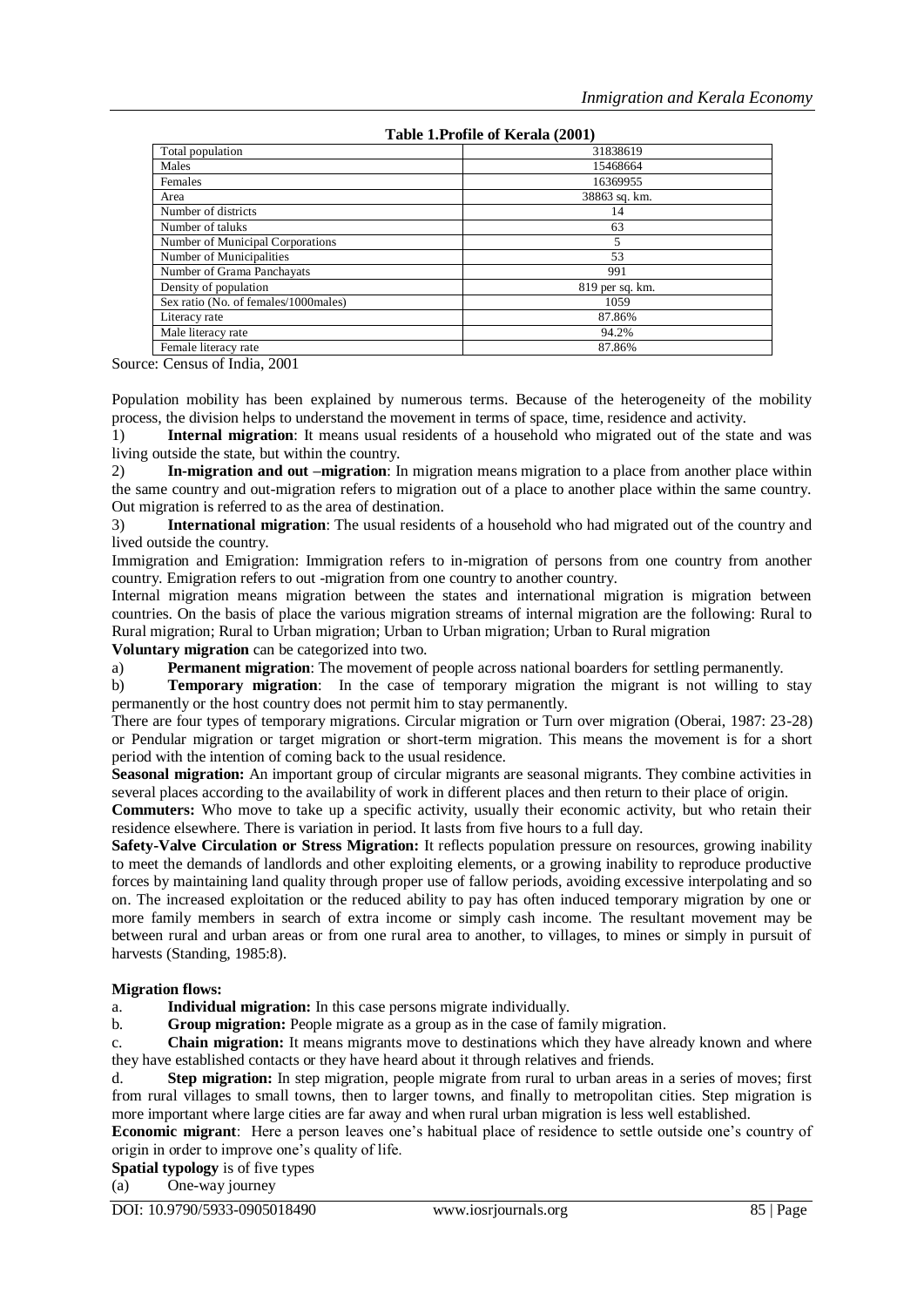**Table 1.Profile of Kerala (2001)**

| | |
|---|---|
| Total population | 31838619 |
| Males | 15468664 |
| Females | 16369955 |
| Area | 38863 sq. km. |
| Number of districts | 14 |
| Number of taluks | 63 |
| Number of Municipal Corporations | 5 |
| Number of Municipalities | 53 |
| Number of Grama Panchayats | 991 |
| Density of population | 819 per sq. km. |
| Sex ratio (No. of females/1000males) | 1059 |
| Literacy rate | 87.86% |
| Male literacy rate | 94.2% |
| Female literacy rate | 87.86% |

Source: Census of India, 2001

Population mobility has been explained by numerous terms. Because of the heterogeneity of the mobility process, the division helps to understand the movement in terms of space, time, residence and activity.

1) **Internal migration**: It means usual residents of a household who migrated out of the state and was living outside the state, but within the country.

2) **In-migration and out –migration**: In migration means migration to a place from another place within the same country and out-migration refers to migration out of a place to another place within the same country. Out migration is referred to as the area of destination.

3) **International migration**: The usual residents of a household who had migrated out of the country and lived outside the country.

Immigration and Emigration: Immigration refers to in-migration of persons from one country from another country. Emigration refers to out -migration from one country to another country.

Internal migration means migration between the states and international migration is migration between countries. On the basis of place the various migration streams of internal migration are the following: Rural to Rural migration; Rural to Urban migration; Urban to Urban migration; Urban to Rural migration

**Voluntary migration** can be categorized into two.

a) **Permanent migration**: The movement of people across national boarders for settling permanently.

b) **Temporary migration**: In the case of temporary migration the migrant is not willing to stay permanently or the host country does not permit him to stay permanently.

There are four types of temporary migrations. Circular migration or Turn over migration (Oberai, 1987: 23-28) or Pendular migration or target migration or short-term migration. This means the movement is for a short period with the intention of coming back to the usual residence.

**Seasonal migration:** An important group of circular migrants are seasonal migrants. They combine activities in several places according to the availability of work in different places and then return to their place of origin.

**Commuters:** Who move to take up a specific activity, usually their economic activity, but who retain their residence elsewhere. There is variation in period. It lasts from five hours to a full day.

**Safety-Valve Circulation or Stress Migration:** It reflects population pressure on resources, growing inability to meet the demands of landlords and other exploiting elements, or a growing inability to reproduce productive forces by maintaining land quality through proper use of fallow periods, avoiding excessive interpolating and so on. The increased exploitation or the reduced ability to pay has often induced temporary migration by one or more family members in search of extra income or simply cash income. The resultant movement may be between rural and urban areas or from one rural area to another, to villages, to mines or simply in pursuit of harvests (Standing, 1985:8).

**Migration flows:**

a. **Individual migration:** In this case persons migrate individually.

b. **Group migration:** People migrate as a group as in the case of family migration.

c. **Chain migration:** It means migrants move to destinations which they have already known and where they have established contacts or they have heard about it through relatives and friends.

d. **Step migration:** In step migration, people migrate from rural to urban areas in a series of moves; first from rural villages to small towns, then to larger towns, and finally to metropolitan cities. Step migration is more important where large cities are far away and when rural urban migration is less well established.

**Economic migrant**: Here a person leaves one's habitual place of residence to settle outside one's country of origin in order to improve one's quality of life.

**Spatial typology** is of five types

(a) One-way journey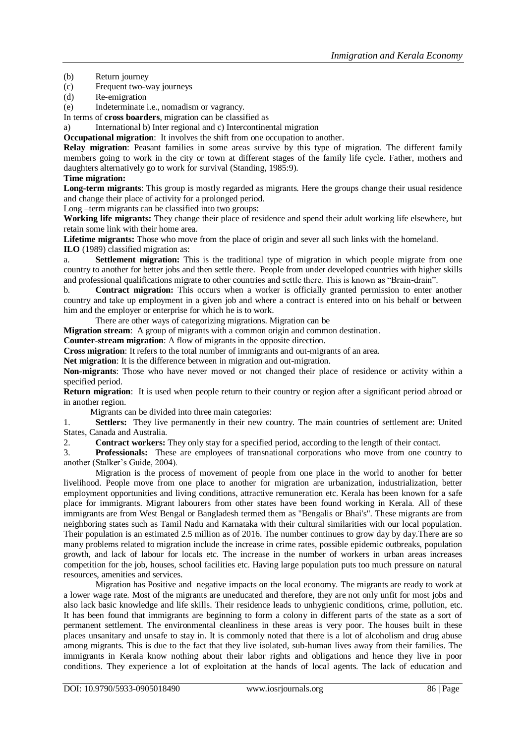(b) Return journey
(c) Frequent two-way journeys
(d) Re-emigration
(e) Indeterminate i.e., nomadism or vagrancy.

In terms of **cross boarders**, migration can be classified as

a) International b) Inter regional and c) Intercontinental migration

**Occupational migration**: It involves the shift from one occupation to another.

**Relay migration**: Peasant families in some areas survive by this type of migration. The different family members going to work in the city or town at different stages of the family life cycle. Father, mothers and daughters alternatively go to work for survival (Standing, 1985:9).

**Time migration:**

**Long-term migrants**: This group is mostly regarded as migrants. Here the groups change their usual residence and change their place of activity for a prolonged period.

Long –term migrants can be classified into two groups:

**Working life migrants:** They change their place of residence and spend their adult working life elsewhere, but retain some link with their home area.

**Lifetime migrants:** Those who move from the place of origin and sever all such links with the homeland.

**ILO** (1989) classified migration as:

a. **Settlement migration:** This is the traditional type of migration in which people migrate from one country to another for better jobs and then settle there. People from under developed countries with higher skills and professional qualifications migrate to other countries and settle there. This is known as "Brain-drain".

b. **Contract migration:** This occurs when a worker is officially granted permission to enter another country and take up employment in a given job and where a contract is entered into on his behalf or between him and the employer or enterprise for which he is to work.

There are other ways of categorizing migrations. Migration can be

**Migration stream**: A group of migrants with a common origin and common destination.

**Counter-stream migration**: A flow of migrants in the opposite direction.

**Cross migration**: It refers to the total number of immigrants and out-migrants of an area.

**Net migration**: It is the difference between in migration and out-migration.

**Non-migrants**: Those who have never moved or not changed their place of residence or activity within a specified period.

**Return migration**: It is used when people return to their country or region after a significant period abroad or in another region.

Migrants can be divided into three main categories:

1. **Settlers:** They live permanently in their new country. The main countries of settlement are: United States, Canada and Australia.
2. **Contract workers:** They only stay for a specified period, according to the length of their contact.
3. **Professionals:** These are employees of transnational corporations who move from one country to another (Stalker's Guide, 2004).

Migration is the process of movement of people from one place in the world to another for better livelihood. People move from one place to another for migration are urbanization, industrialization, better employment opportunities and living conditions, attractive remuneration etc. Kerala has been known for a safe place for immigrants. Migrant labourers from other states have been found working in Kerala. All of these immigrants are from West Bengal or Bangladesh termed them as "Bengalis or Bhai's". These migrants are from neighboring states such as Tamil Nadu and Karnataka with their cultural similarities with our local population. Their population is an estimated 2.5 million as of 2016. The number continues to grow day by day.There are so many problems related to migration include the increase in crime rates, possible epidemic outbreaks, population growth, and lack of labour for locals etc. The increase in the number of workers in urban areas increases competition for the job, houses, school facilities etc. Having large population puts too much pressure on natural resources, amenities and services.

Migration has Positive and negative impacts on the local economy. The migrants are ready to work at a lower wage rate. Most of the migrants are uneducated and therefore, they are not only unfit for most jobs and also lack basic knowledge and life skills. Their residence leads to unhygienic conditions, crime, pollution, etc. It has been found that immigrants are beginning to form a colony in different parts of the state as a sort of permanent settlement. The environmental cleanliness in these areas is very poor. The houses built in these places unsanitary and unsafe to stay in. It is commonly noted that there is a lot of alcoholism and drug abuse among migrants. This is due to the fact that they live isolated, sub-human lives away from their families. The immigrants in Kerala know nothing about their labor rights and obligations and hence they live in poor conditions. They experience a lot of exploitation at the hands of local agents. The lack of education and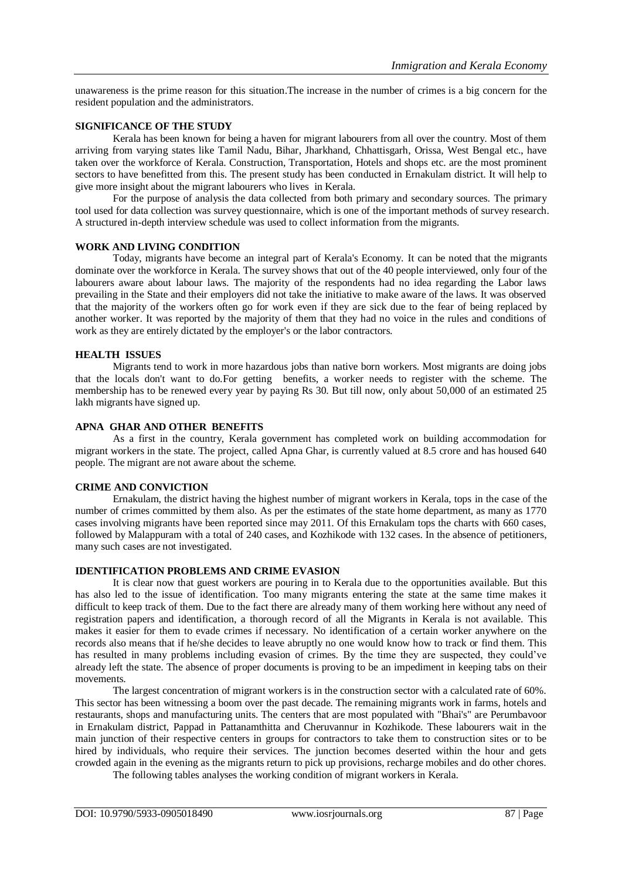unawareness is the prime reason for this situation.The increase in the number of crimes is a big concern for the resident population and the administrators.

## SIGNIFICANCE OF THE STUDY

Kerala has been known for being a haven for migrant labourers from all over the country. Most of them arriving from varying states like Tamil Nadu, Bihar, Jharkhand, Chhattisgarh, Orissa, West Bengal etc., have taken over the workforce of Kerala. Construction, Transportation, Hotels and shops etc. are the most prominent sectors to have benefitted from this. The present study has been conducted in Ernakulam district. It will help to give more insight about the migrant labourers who lives in Kerala.

For the purpose of analysis the data collected from both primary and secondary sources. The primary tool used for data collection was survey questionnaire, which is one of the important methods of survey research. A structured in-depth interview schedule was used to collect information from the migrants.

## WORK AND LIVING CONDITION

Today, migrants have become an integral part of Kerala's Economy. It can be noted that the migrants dominate over the workforce in Kerala. The survey shows that out of the 40 people interviewed, only four of the labourers aware about labour laws. The majority of the respondents had no idea regarding the Labor laws prevailing in the State and their employers did not take the initiative to make aware of the laws. It was observed that the majority of the workers often go for work even if they are sick due to the fear of being replaced by another worker. It was reported by the majority of them that they had no voice in the rules and conditions of work as they are entirely dictated by the employer's or the labor contractors.

## HEALTH ISSUES

Migrants tend to work in more hazardous jobs than native born workers. Most migrants are doing jobs that the locals don't want to do.For getting benefits, a worker needs to register with the scheme. The membership has to be renewed every year by paying Rs 30. But till now, only about 50,000 of an estimated 25 lakh migrants have signed up.

## APNA GHAR AND OTHER BENEFITS

As a first in the country, Kerala government has completed work on building accommodation for migrant workers in the state. The project, called Apna Ghar, is currently valued at 8.5 crore and has housed 640 people. The migrant are not aware about the scheme.

## CRIME AND CONVICTION

Ernakulam, the district having the highest number of migrant workers in Kerala, tops in the case of the number of crimes committed by them also. As per the estimates of the state home department, as many as 1770 cases involving migrants have been reported since may 2011. Of this Ernakulam tops the charts with 660 cases, followed by Malappuram with a total of 240 cases, and Kozhikode with 132 cases. In the absence of petitioners, many such cases are not investigated.

## IDENTIFICATION PROBLEMS AND CRIME EVASION

It is clear now that guest workers are pouring in to Kerala due to the opportunities available. But this has also led to the issue of identification. Too many migrants entering the state at the same time makes it difficult to keep track of them. Due to the fact there are already many of them working here without any need of registration papers and identification, a thorough record of all the Migrants in Kerala is not available. This makes it easier for them to evade crimes if necessary. No identification of a certain worker anywhere on the records also means that if he/she decides to leave abruptly no one would know how to track or find them. This has resulted in many problems including evasion of crimes. By the time they are suspected, they could've already left the state. The absence of proper documents is proving to be an impediment in keeping tabs on their movements.

The largest concentration of migrant workers is in the construction sector with a calculated rate of 60%. This sector has been witnessing a boom over the past decade. The remaining migrants work in farms, hotels and restaurants, shops and manufacturing units. The centers that are most populated with "Bhai's" are Perumbavoor in Ernakulam district, Pappad in Pattanamthitta and Cheruvannur in Kozhikode. These labourers wait in the main junction of their respective centers in groups for contractors to take them to construction sites or to be hired by individuals, who require their services. The junction becomes deserted within the hour and gets crowded again in the evening as the migrants return to pick up provisions, recharge mobiles and do other chores.

The following tables analyses the working condition of migrant workers in Kerala.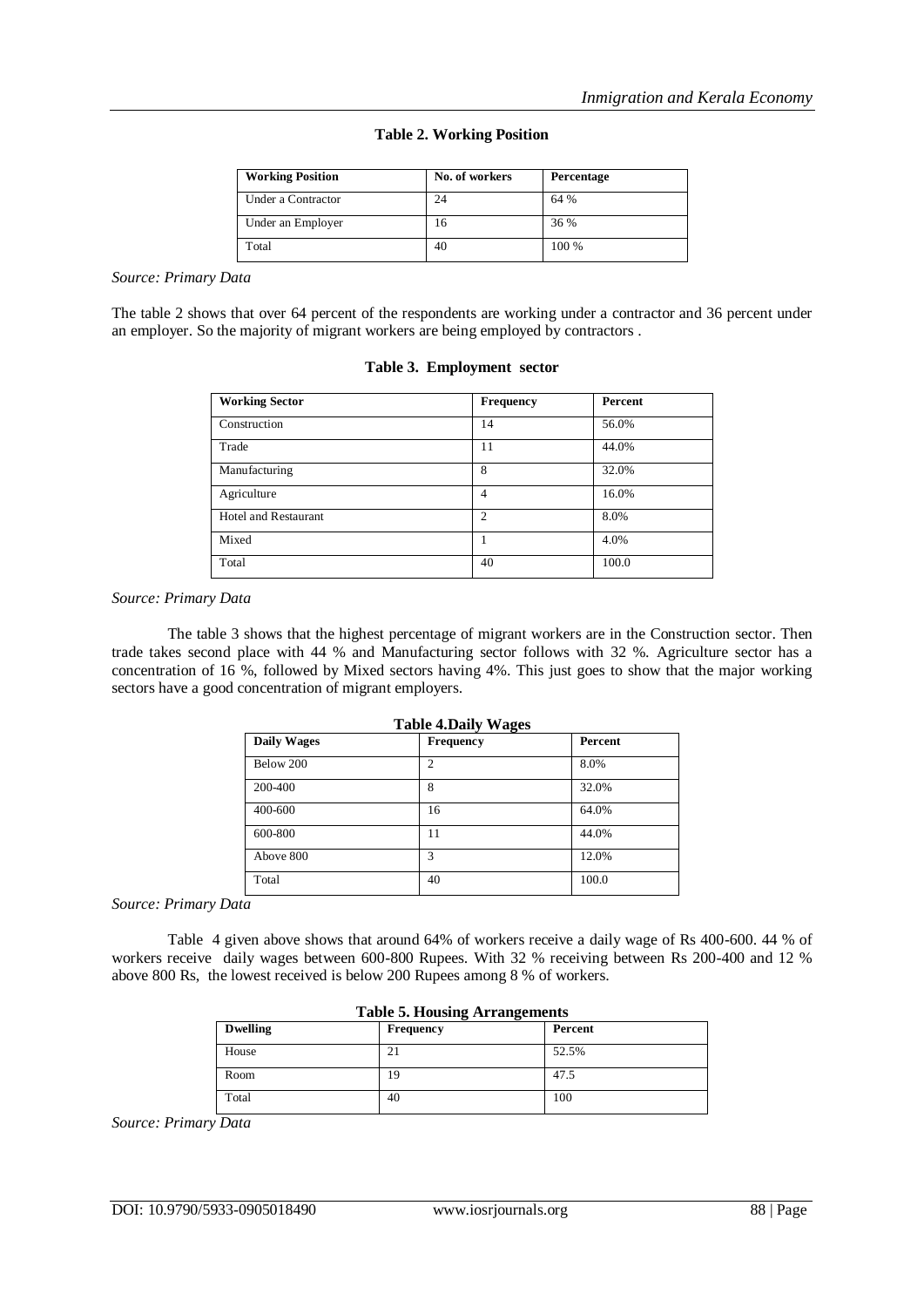**Table 2. Working Position**

| Working Position | No. of workers | Percentage |
|---|---|---|
| Under a Contractor | 24 | 64 % |
| Under an Employer | 16 | 36 % |
| Total | 40 | 100 % |

*Source: Primary Data*

The table 2 shows that over 64 percent of the respondents are working under a contractor and 36 percent under an employer. So the majority of migrant workers are being employed by contractors .

**Table 3. Employment sector**

| Working Sector | Frequency | Percent |
|---|---|---|
| Construction | 14 | 56.0% |
| Trade | 11 | 44.0% |
| Manufacturing | 8 | 32.0% |
| Agriculture | 4 | 16.0% |
| Hotel and Restaurant | 2 | 8.0% |
| Mixed | 1 | 4.0% |
| Total | 40 | 100.0 |

*Source: Primary Data*

The table 3 shows that the highest percentage of migrant workers are in the Construction sector. Then trade takes second place with 44 % and Manufacturing sector follows with 32 %. Agriculture sector has a concentration of 16 %, followed by Mixed sectors having 4%. This just goes to show that the major working sectors have a good concentration of migrant employers.

**Table 4.Daily Wages**

| Daily Wages | Frequency | Percent |
|---|---|---|
| Below 200 | 2 | 8.0% |
| 200-400 | 8 | 32.0% |
| 400-600 | 16 | 64.0% |
| 600-800 | 11 | 44.0% |
| Above 800 | 3 | 12.0% |
| Total | 40 | 100.0 |

*Source: Primary Data*

Table 4 given above shows that around 64% of workers receive a daily wage of Rs 400-600. 44 % of workers receive daily wages between 600-800 Rupees. With 32 % receiving between Rs 200-400 and 12 % above 800 Rs, the lowest received is below 200 Rupees among 8 % of workers.

**Table 5. Housing Arrangements**

| Dwelling | Frequency | Percent |
|---|---|---|
| House | 21 | 52.5% |
| Room | 19 | 47.5 |
| Total | 40 | 100 |

*Source: Primary Data*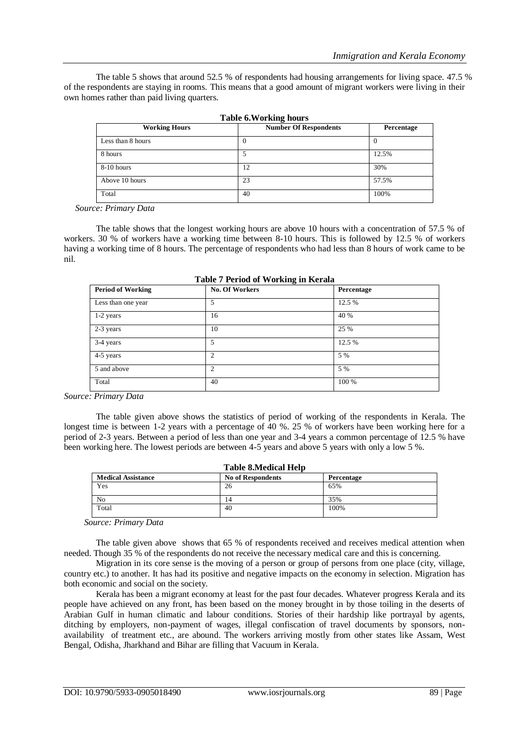The table 5 shows that around 52.5 % of respondents had housing arrangements for living space. 47.5 % of the respondents are staying in rooms. This means that a good amount of migrant workers were living in their own homes rather than paid living quarters.

**Table 6.Working hours**

| Working Hours | Number Of Respondents | Percentage |
|---|---|---|
| Less than 8 hours | 0 | 0 |
| 8 hours | 5 | 12.5% |
| 8-10 hours | 12 | 30% |
| Above 10 hours | 23 | 57.5% |
| Total | 40 | 100% |

*Source: Primary Data*

The table shows that the longest working hours are above 10 hours with a concentration of 57.5 % of workers. 30 % of workers have a working time between 8-10 hours. This is followed by 12.5 % of workers having a working time of 8 hours. The percentage of respondents who had less than 8 hours of work came to be nil.

**Table 7 Period of Working in Kerala**

| Period of Working | No. Of Workers | Percentage |
|---|---|---|
| Less than one year | 5 | 12.5 % |
| 1-2 years | 16 | 40 % |
| 2-3 years | 10 | 25 % |
| 3-4 years | 5 | 12.5 % |
| 4-5 years | 2 | 5 % |
| 5 and above | 2 | 5 % |
| Total | 40 | 100 % |

*Source: Primary Data*

The table given above shows the statistics of period of working of the respondents in Kerala. The longest time is between 1-2 years with a percentage of 40 %. 25 % of workers have been working here for a period of 2-3 years. Between a period of less than one year and 3-4 years a common percentage of 12.5 % have been working here. The lowest periods are between 4-5 years and above 5 years with only a low 5 %.

**Table 8.Medical Help**

| Medical Assistance | No of Respondents | Percentage |
|---|---|---|
| Yes | 26 | 65% |
| No | 14 | 35% |
| Total | 40 | 100% |

*Source: Primary Data*

The table given above shows that 65 % of respondents received and receives medical attention when needed. Though 35 % of the respondents do not receive the necessary medical care and this is concerning.

Migration in its core sense is the moving of a person or group of persons from one place (city, village, country etc.) to another. It has had its positive and negative impacts on the economy in selection. Migration has both economic and social on the society.

Kerala has been a migrant economy at least for the past four decades. Whatever progress Kerala and its people have achieved on any front, has been based on the money brought in by those toiling in the deserts of Arabian Gulf in human climatic and labour conditions. Stories of their hardship like portrayal by agents, ditching by employers, non-payment of wages, illegal confiscation of travel documents by sponsors, non-availability of treatment etc., are abound. The workers arriving mostly from other states like Assam, West Bengal, Odisha, Jharkhand and Bihar are filling that Vacuum in Kerala.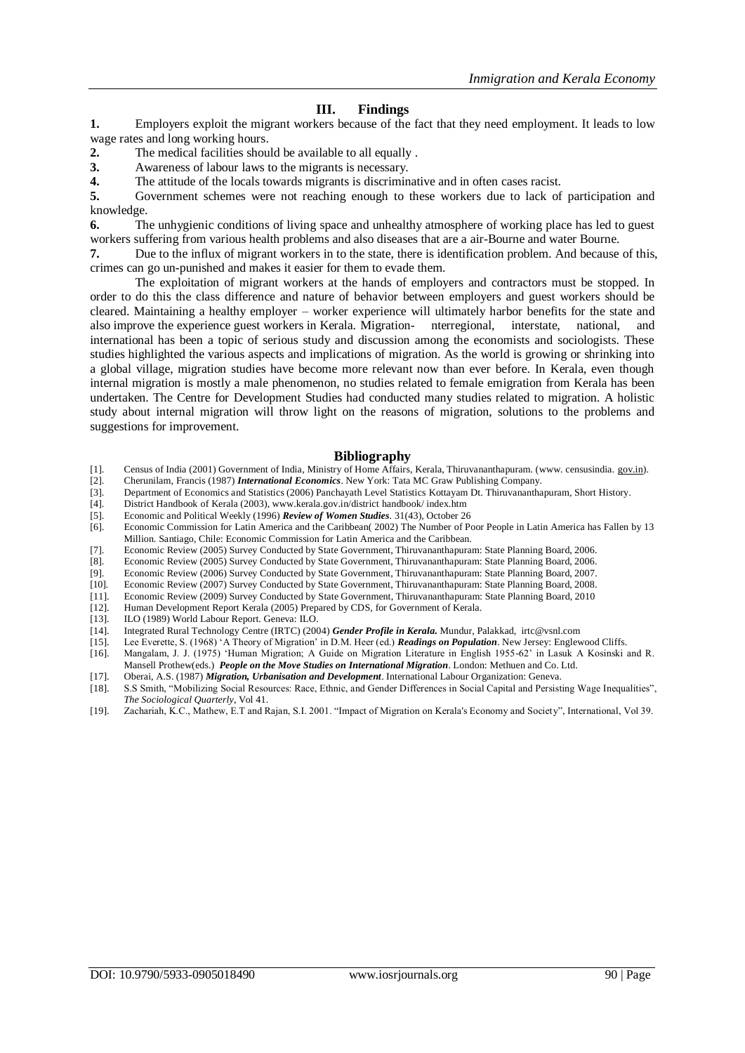## III. Findings

**1.** Employers exploit the migrant workers because of the fact that they need employment. It leads to low wage rates and long working hours.

**2.** The medical facilities should be available to all equally .

**3.** Awareness of labour laws to the migrants is necessary.

**4.** The attitude of the locals towards migrants is discriminative and in often cases racist.

**5.** Government schemes were not reaching enough to these workers due to lack of participation and knowledge.

**6.** The unhygienic conditions of living space and unhealthy atmosphere of working place has led to guest workers suffering from various health problems and also diseases that are a air-Bourne and water Bourne.

**7.** Due to the influx of migrant workers in to the state, there is identification problem. And because of this, crimes can go un-punished and makes it easier for them to evade them.

The exploitation of migrant workers at the hands of employers and contractors must be stopped. In order to do this the class difference and nature of behavior between employers and guest workers should be cleared. Maintaining a healthy employer – worker experience will ultimately harbor benefits for the state and also improve the experience guest workers in Kerala. Migration- nterregional, interstate, national, and international has been a topic of serious study and discussion among the economists and sociologists. These studies highlighted the various aspects and implications of migration. As the world is growing or shrinking into a global village, migration studies have become more relevant now than ever before. In Kerala, even though internal migration is mostly a male phenomenon, no studies related to female emigration from Kerala has been undertaken. The Centre for Development Studies had conducted many studies related to migration. A holistic study about internal migration will throw light on the reasons of migration, solutions to the problems and suggestions for improvement.

## Bibliography

[1]. Census of India (2001) Government of India, Ministry of Home Affairs, Kerala, Thiruvananthapuram. (www. censusindia. gov.in).

[2]. Cherunilam, Francis (1987) ***International Economics***. New York: Tata MC Graw Publishing Company.

[3]. Department of Economics and Statistics (2006) Panchayath Level Statistics Kottayam Dt. Thiruvananthapuram, Short History.

[4]. District Handbook of Kerala (2003), www.kerala.gov.in/district handbook/ index.htm

[5]. Economic and Political Weekly (1996) ***Review of Women Studies***. 31(43), October 26

[6]. Economic Commission for Latin America and the Caribbean( 2002) The Number of Poor People in Latin America has Fallen by 13 Million. Santiago, Chile: Economic Commission for Latin America and the Caribbean.

[7]. Economic Review (2005) Survey Conducted by State Government, Thiruvananthapuram: State Planning Board, 2006.

[8]. Economic Review (2005) Survey Conducted by State Government, Thiruvananthapuram: State Planning Board, 2006.

[9]. Economic Review (2006) Survey Conducted by State Government, Thiruvananthapuram: State Planning Board, 2007.

[10]. Economic Review (2007) Survey Conducted by State Government, Thiruvananthapuram: State Planning Board, 2008.

[11]. Economic Review (2009) Survey Conducted by State Government, Thiruvananthapuram: State Planning Board, 2010

[12]. Human Development Report Kerala (2005) Prepared by CDS, for Government of Kerala.

[13]. ILO (1989) World Labour Report. Geneva: ILO.

[14]. Integrated Rural Technology Centre (IRTC) (2004) ***Gender Profile in Kerala.*** Mundur, Palakkad, irtc@vsnl.com

[15]. Lee Everette, S. (1968) 'A Theory of Migration' in D.M. Heer (ed.) ***Readings on Population***. New Jersey: Englewood Cliffs.

[16]. Mangalam, J. J. (1975) 'Human Migration; A Guide on Migration Literature in English 1955-62' in Lasuk A Kosinski and R. Mansell Prothew(eds.) ***People on the Move Studies on International Migration***. London: Methuen and Co. Ltd.

[17]. Oberai, A.S. (1987) ***Migration, Urbanisation and Development***. International Labour Organization: Geneva.

[18]. S.S Smith, "Mobilizing Social Resources: Race, Ethnic, and Gender Differences in Social Capital and Persisting Wage Inequalities", *The Sociological Quarterly*, Vol 41.

[19]. Zachariah, K.C., Mathew, E.T and Rajan, S.I. 2001. "Impact of Migration on Kerala's Economy and Society", International, Vol 39.